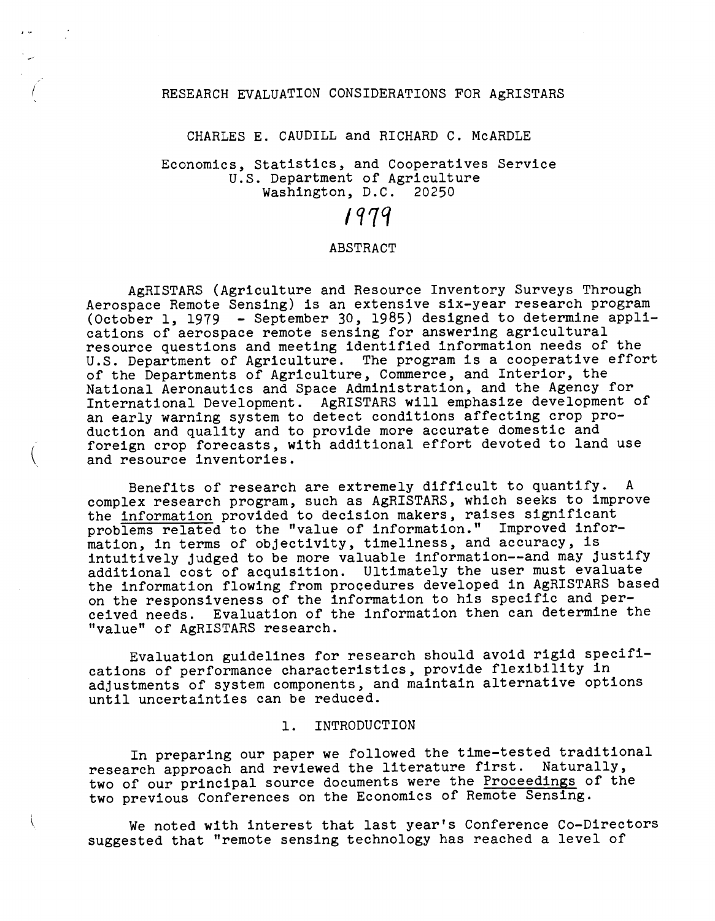# RESEARCH EVALUATION CONSIDERATIONS FOR AgRISTARS

CHARLES E. CAUDILL and RICHARD C. McARDLE

Economics, Statistics, and Cooperatives Service
U.S. Department of Agriculture
Washington, D.C. 20250

1979

## ABSTRACT

AgRISTARS (Agriculture and Resource Inventory Surveys Through Aerospace Remote Sensing) is an extensive six-year research program (October 1, 1979 - September 30, 1985) designed to determine applications of aerospace remote sensing for answering agricultural resource questions and meeting identified information needs of the U.S. Department of Agriculture. The program is a cooperative effort of the Departments of Agriculture, Commerce, and Interior, the National Aeronautics and Space Administration, and the Agency for International Development. AgRISTARS will emphasize development of an early warning system to detect conditions affecting crop production and quality and to provide more accurate domestic and foreign crop forecasts, with additional effort devoted to land use and resource inventories.

Benefits of research are extremely difficult to quantify. A complex research program, such as AgRISTARS, which seeks to improve the information provided to decision makers, raises significant problems related to the "value of information." Improved information, in terms of objectivity, timeliness, and accuracy, is intuitively judged to be more valuable information--and may justify additional cost of acquisition. Ultimately the user must evaluate the information flowing from procedures developed in AgRISTARS based on the responsiveness of the information to his specific and perceived needs. Evaluation of the information then can determine the "value" of AgRISTARS research.

Evaluation guidelines for research should avoid rigid specifications of performance characteristics, provide flexibility in adjustments of system components, and maintain alternative options until uncertainties can be reduced.

## 1. INTRODUCTION

In preparing our paper we followed the time-tested traditional research approach and reviewed the literature first. Naturally, two of our principal source documents were the Proceedings of the two previous Conferences on the Economics of Remote Sensing.

We noted with interest that last year's Conference Co-Directors suggested that "remote sensing technology has reached a level of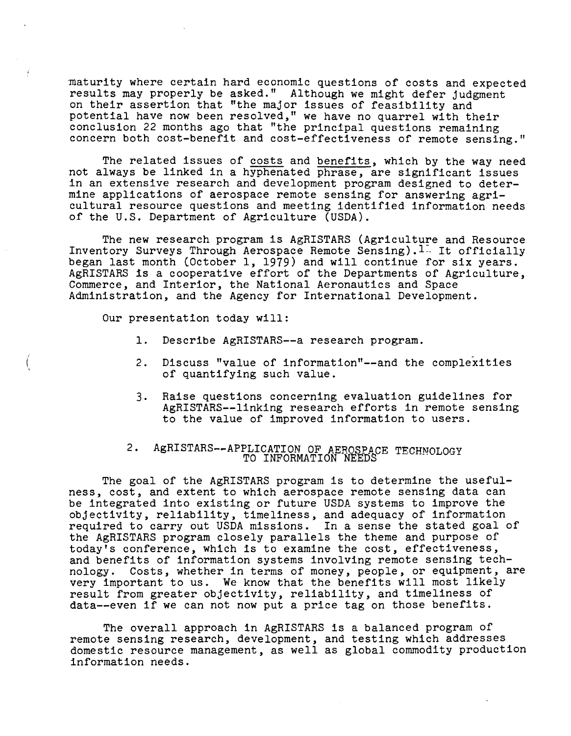maturity where certain hard economic questions of costs and expected results may properly be asked." Although we might defer judgment on their assertion that "the major issues of feasibility and potential have now been resolved," we have no quarrel with their conclusion 22 months ago that "the principal questions remaining concern both cost-benefit and cost-effectiveness of remote sensing."

The related issues of costs and benefits, which by the way need not always be linked in a hyphenated phrase, are significant issues in an extensive research and development program designed to determine applications of aerospace remote sensing for answering agricultural resource questions and meeting identified information needs of the U.S. Department of Agriculture (USDA).

The new research program is AgRISTARS (Agriculture and Resource Inventory Surveys Through Aerospace Remote Sensing).[1] It officially began last month (October 1, 1979) and will continue for six years. AgRISTARS is a cooperative effort of the Departments of Agriculture, Commerce, and Interior, the National Aeronautics and Space Administration, and the Agency for International Development.

Our presentation today will:

1. Describe AgRISTARS--a research program.
2. Discuss "value of information"--and the complexities of quantifying such value.
3. Raise questions concerning evaluation guidelines for AgRISTARS--linking research efforts in remote sensing to the value of improved information to users.

## 2. AgRISTARS--APPLICATION OF AEROSPACE TECHNOLOGY TO INFORMATION NEEDS

The goal of the AgRISTARS program is to determine the usefulness, cost, and extent to which aerospace remote sensing data can be integrated into existing or future USDA systems to improve the objectivity, reliability, timeliness, and adequacy of information required to carry out USDA missions. In a sense the stated goal of the AgRISTARS program closely parallels the theme and purpose of today's conference, which is to examine the cost, effectiveness, and benefits of information systems involving remote sensing technology. Costs, whether in terms of money, people, or equipment, are very important to us. We know that the benefits will most likely result from greater objectivity, reliability, and timeliness of data--even if we can not now put a price tag on those benefits.

The overall approach in AgRISTARS is a balanced program of remote sensing research, development, and testing which addresses domestic resource management, as well as global commodity production information needs.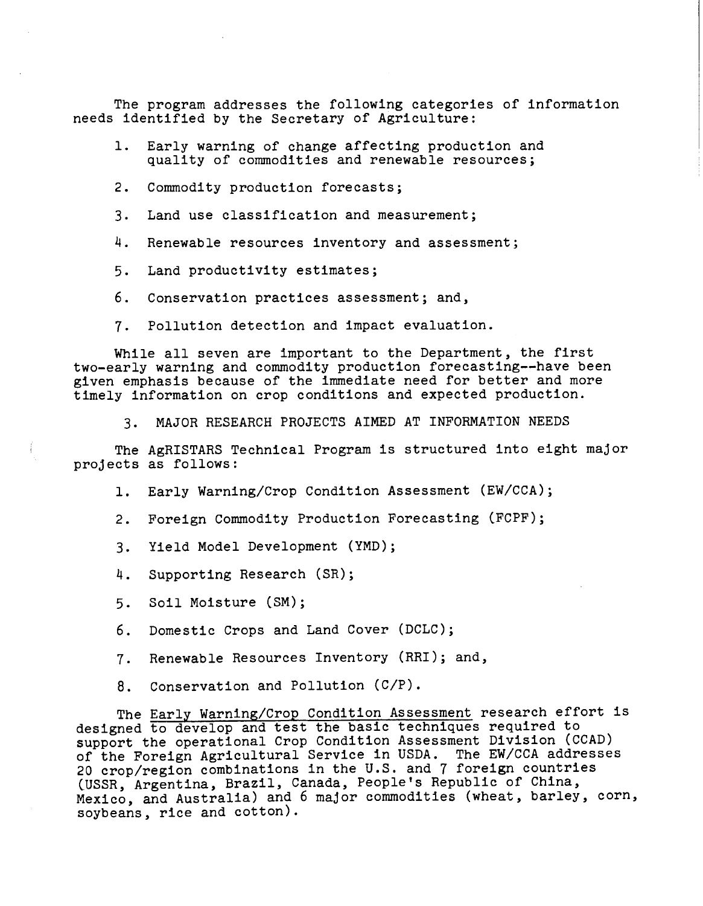The program addresses the following categories of information needs identified by the Secretary of Agriculture:

1. Early warning of change affecting production and quality of commodities and renewable resources;
2. Commodity production forecasts;
3. Land use classification and measurement;
4. Renewable resources inventory and assessment;
5. Land productivity estimates;
6. Conservation practices assessment; and,
7. Pollution detection and impact evaluation.

While all seven are important to the Department, the first two-early warning and commodity production forecasting--have been given emphasis because of the immediate need for better and more timely information on crop conditions and expected production.

## 3. MAJOR RESEARCH PROJECTS AIMED AT INFORMATION NEEDS

The AgRISTARS Technical Program is structured into eight major projects as follows:

1. Early Warning/Crop Condition Assessment (EW/CCA);
2. Foreign Commodity Production Forecasting (FCPF);
3. Yield Model Development (YMD);
4. Supporting Research (SR);
5. Soil Moisture (SM);
6. Domestic Crops and Land Cover (DCLC);
7. Renewable Resources Inventory (RRI); and,
8. Conservation and Pollution (C/P).

The Early Warning/Crop Condition Assessment research effort is designed to develop and test the basic techniques required to support the operational Crop Condition Assessment Division (CCAD) of the Foreign Agricultural Service in USDA. The EW/CCA addresses 20 crop/region combinations in the U.S. and 7 foreign countries (USSR, Argentina, Brazil, Canada, People's Republic of China, Mexico, and Australia) and 6 major commodities (wheat, barley, corn, soybeans, rice and cotton).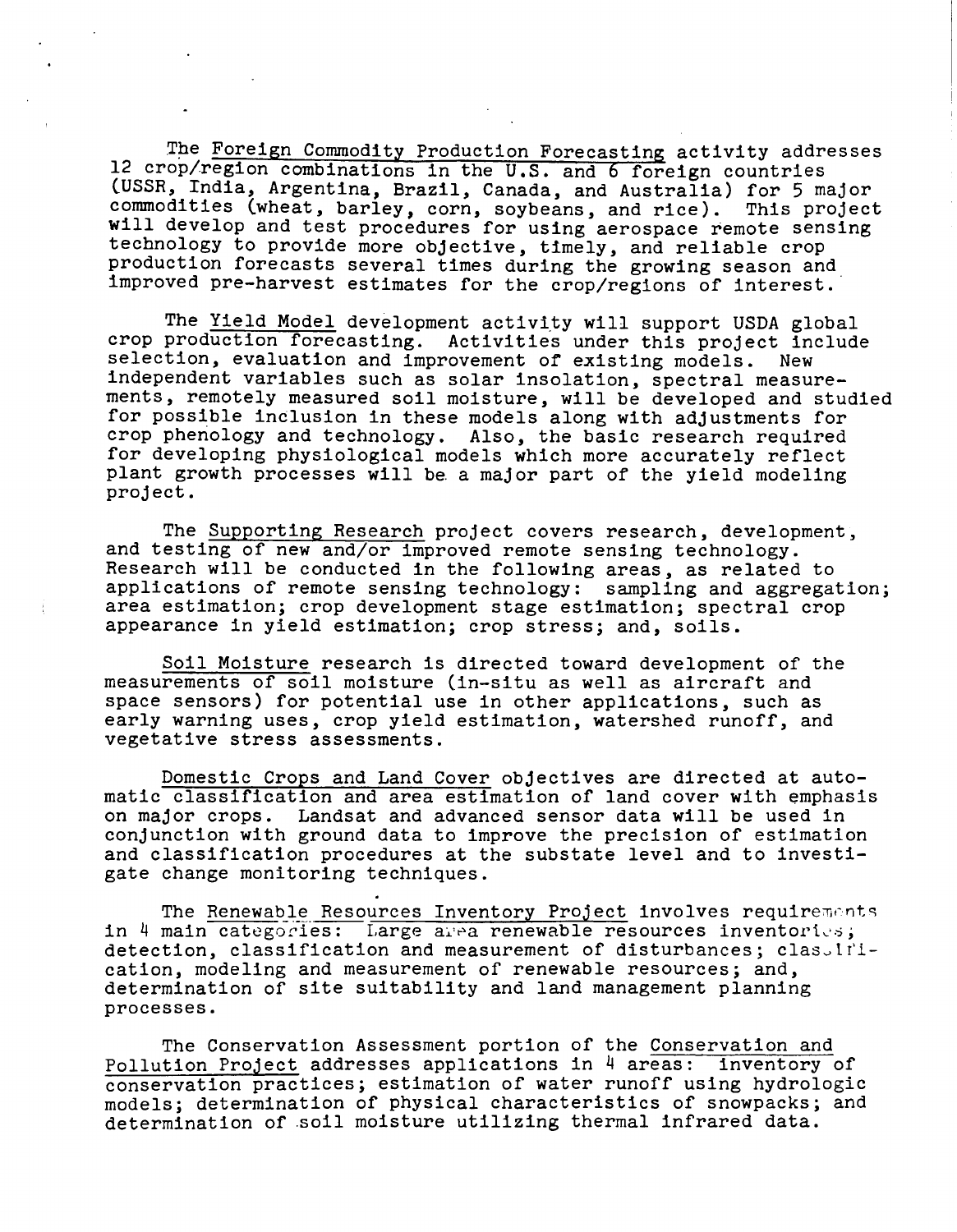The Foreign Commodity Production Forecasting activity addresses 12 crop/region combinations in the U.S. and 6 foreign countries (USSR, India, Argentina, Brazil, Canada, and Australia) for 5 major commodities (wheat, barley, corn, soybeans, and rice). This project will develop and test procedures for using aerospace remote sensing technology to provide more objective, timely, and reliable crop production forecasts several times during the growing season and improved pre-harvest estimates for the crop/regions of interest.

The Yield Model development activity will support USDA global crop production forecasting. Activities under this project include selection, evaluation and improvement of existing models. New independent variables such as solar insolation, spectral measurements, remotely measured soil moisture, will be developed and studied for possible inclusion in these models along with adjustments for crop phenology and technology. Also, the basic research required for developing physiological models which more accurately reflect plant growth processes will be a major part of the yield modeling project.

The Supporting Research project covers research, development, and testing of new and/or improved remote sensing technology. Research will be conducted in the following areas, as related to applications of remote sensing technology: sampling and aggregation; area estimation; crop development stage estimation; spectral crop appearance in yield estimation; crop stress; and, soils.

Soil Moisture research is directed toward development of the measurements of soil moisture (in-situ as well as aircraft and space sensors) for potential use in other applications, such as early warning uses, crop yield estimation, watershed runoff, and vegetative stress assessments.

Domestic Crops and Land Cover objectives are directed at automatic classification and area estimation of land cover with emphasis on major crops. Landsat and advanced sensor data will be used in conjunction with ground data to improve the precision of estimation and classification procedures at the substate level and to investigate change monitoring techniques.

The Renewable Resources Inventory Project involves requirements in 4 main categories: Large area renewable resources inventories; detection, classification and measurement of disturbances; classification, modeling and measurement of renewable resources; and, determination of site suitability and land management planning processes.

The Conservation Assessment portion of the Conservation and Pollution Project addresses applications in 4 areas: inventory of conservation practices; estimation of water runoff using hydrologic models; determination of physical characteristics of snowpacks; and determination of soil moisture utilizing thermal infrared data.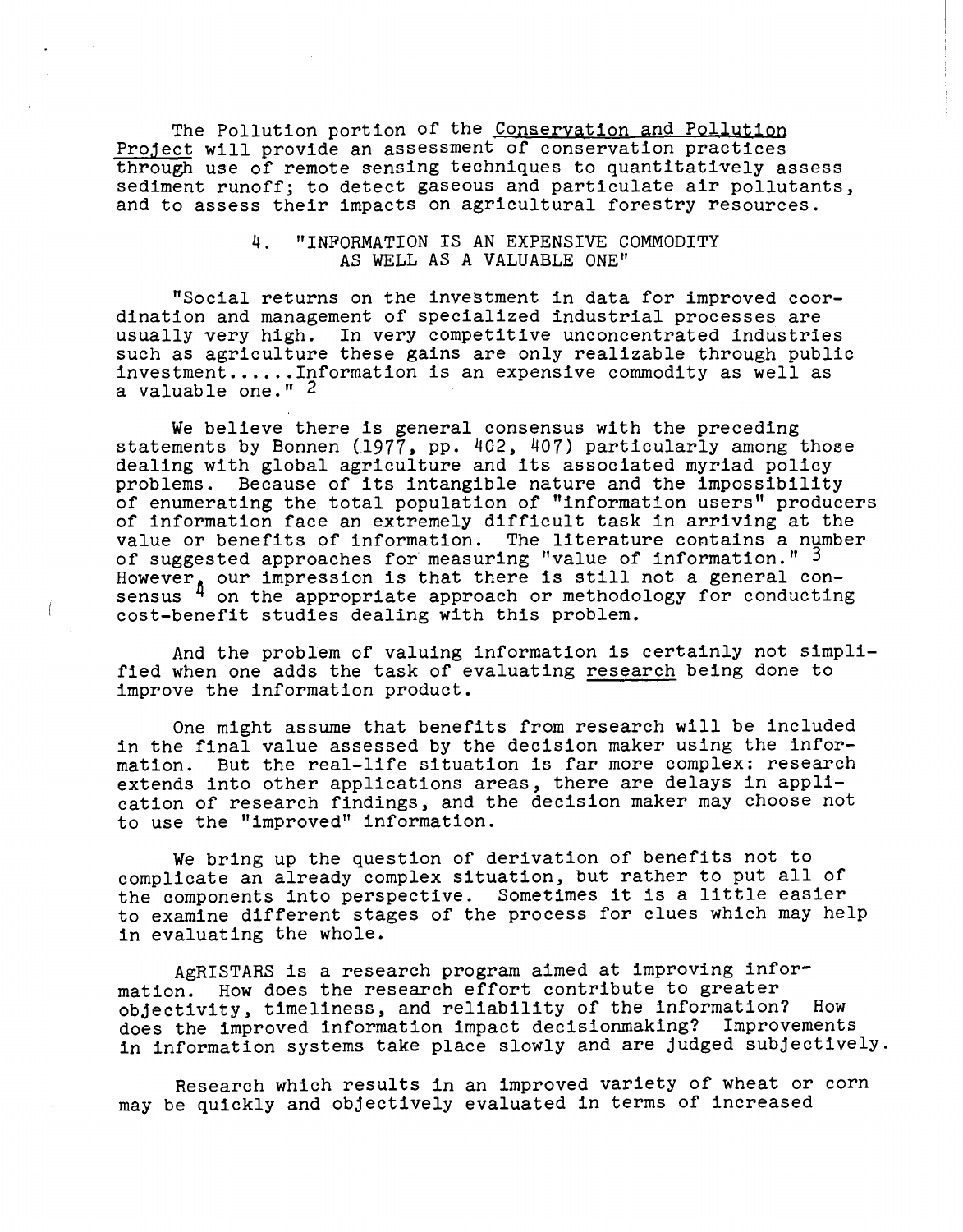The Pollution portion of the Conservation and Pollution Project will provide an assessment of conservation practices through use of remote sensing techniques to quantitatively assess sediment runoff; to detect gaseous and particulate air pollutants, and to assess their impacts on agricultural forestry resources.

## 4. "INFORMATION IS AN EXPENSIVE COMMODITY AS WELL AS A VALUABLE ONE"

"Social returns on the investment in data for improved coordination and management of specialized industrial processes are usually very high. In very competitive unconcentrated industries such as agriculture these gains are only realizable through public investment......Information is an expensive commodity as well as a valuable one." [2]

We believe there is general consensus with the preceding statements by Bonnen (1977, pp. 402, 407) particularly among those dealing with global agriculture and its associated myriad policy problems. Because of its intangible nature and the impossibility of enumerating the total population of "information users" producers of information face an extremely difficult task in arriving at the value or benefits of information. The literature contains a number of suggested approaches for measuring "value of information." [3] However, our impression is that there is still not a general consensus [4] on the appropriate approach or methodology for conducting cost-benefit studies dealing with this problem.

And the problem of valuing information is certainly not simplified when one adds the task of evaluating research being done to improve the information product.

One might assume that benefits from research will be included in the final value assessed by the decision maker using the information. But the real-life situation is far more complex: research extends into other applications areas, there are delays in application of research findings, and the decision maker may choose not to use the "improved" information.

We bring up the question of derivation of benefits not to complicate an already complex situation, but rather to put all of the components into perspective. Sometimes it is a little easier to examine different stages of the process for clues which may help in evaluating the whole.

AgRISTARS is a research program aimed at improving information. How does the research effort contribute to greater objectivity, timeliness, and reliability of the information? How does the improved information impact decisionmaking? Improvements in information systems take place slowly and are judged subjectively.

Research which results in an improved variety of wheat or corn may be quickly and objectively evaluated in terms of increased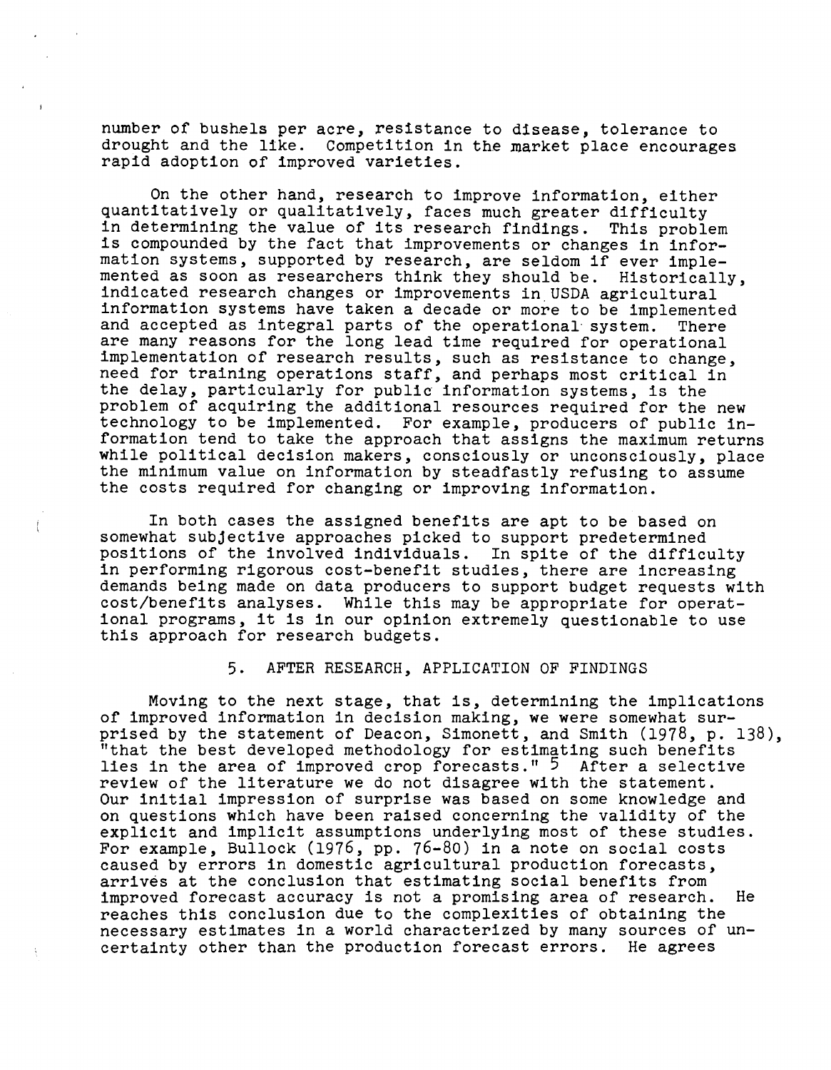number of bushels per acre, resistance to disease, tolerance to drought and the like. Competition in the market place encourages rapid adoption of improved varieties.

On the other hand, research to improve information, either quantitatively or qualitatively, faces much greater difficulty in determining the value of its research findings. This problem is compounded by the fact that improvements or changes in information systems, supported by research, are seldom if ever implemented as soon as researchers think they should be. Historically, indicated research changes or improvements in USDA agricultural information systems have taken a decade or more to be implemented and accepted as integral parts of the operational system. There are many reasons for the long lead time required for operational implementation of research results, such as resistance to change, need for training operations staff, and perhaps most critical in the delay, particularly for public information systems, is the problem of acquiring the additional resources required for the new technology to be implemented. For example, producers of public information tend to take the approach that assigns the maximum returns while political decision makers, consciously or unconsciously, place the minimum value on information by steadfastly refusing to assume the costs required for changing or improving information.

In both cases the assigned benefits are apt to be based on somewhat subjective approaches picked to support predetermined positions of the involved individuals. In spite of the difficulty in performing rigorous cost-benefit studies, there are increasing demands being made on data producers to support budget requests with cost/benefits analyses. While this may be appropriate for operational programs, it is in our opinion extremely questionable to use this approach for research budgets.

## 5. AFTER RESEARCH, APPLICATION OF FINDINGS

Moving to the next stage, that is, determining the implications of improved information in decision making, we were somewhat surprised by the statement of Deacon, Simonett, and Smith (1978, p. 138), "that the best developed methodology for estimating such benefits lies in the area of improved crop forecasts." [5] After a selective review of the literature we do not disagree with the statement. Our initial impression of surprise was based on some knowledge and on questions which have been raised concerning the validity of the explicit and implicit assumptions underlying most of these studies. For example, Bullock (1976, pp. 76-80) in a note on social costs caused by errors in domestic agricultural production forecasts, arrives at the conclusion that estimating social benefits from improved forecast accuracy is not a promising area of research. He reaches this conclusion due to the complexities of obtaining the necessary estimates in a world characterized by many sources of uncertainty other than the production forecast errors. He agrees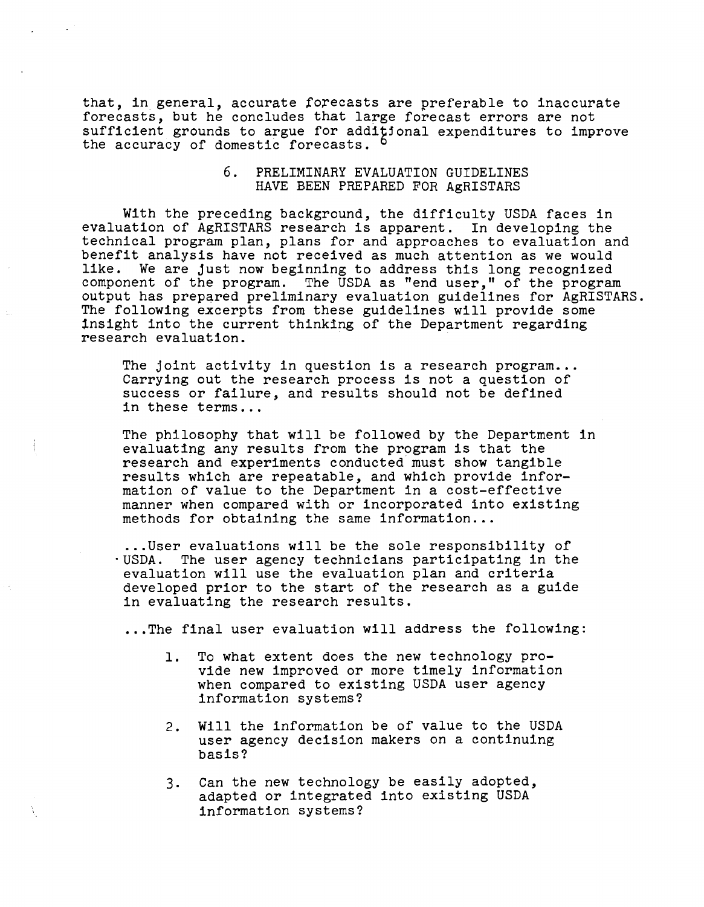that, in general, accurate forecasts are preferable to inaccurate forecasts, but he concludes that large forecast errors are not sufficient grounds to argue for additional expenditures to improve the accuracy of domestic forecasts. [6]

## 6. PRELIMINARY EVALUATION GUIDELINES HAVE BEEN PREPARED FOR AgRISTARS

With the preceding background, the difficulty USDA faces in evaluation of AgRISTARS research is apparent. In developing the technical program plan, plans for and approaches to evaluation and benefit analysis have not received as much attention as we would like. We are just now beginning to address this long recognized component of the program. The USDA as "end user," of the program output has prepared preliminary evaluation guidelines for AgRISTARS. The following excerpts from these guidelines will provide some insight into the current thinking of the Department regarding research evaluation.

> The joint activity in question is a research program... Carrying out the research process is not a question of success or failure, and results should not be defined in these terms...
>
> The philosophy that will be followed by the Department in evaluating any results from the program is that the research and experiments conducted must show tangible results which are repeatable, and which provide information of value to the Department in a cost-effective manner when compared with or incorporated into existing methods for obtaining the same information...
>
> ...User evaluations will be the sole responsibility of USDA. The user agency technicians participating in the evaluation will use the evaluation plan and criteria developed prior to the start of the research as a guide in evaluating the research results.
>
> ...The final user evaluation will address the following:
>
> 1. To what extent does the new technology provide new improved or more timely information when compared to existing USDA user agency information systems?
> 2. Will the information be of value to the USDA user agency decision makers on a continuing basis?
> 3. Can the new technology be easily adopted, adapted or integrated into existing USDA information systems?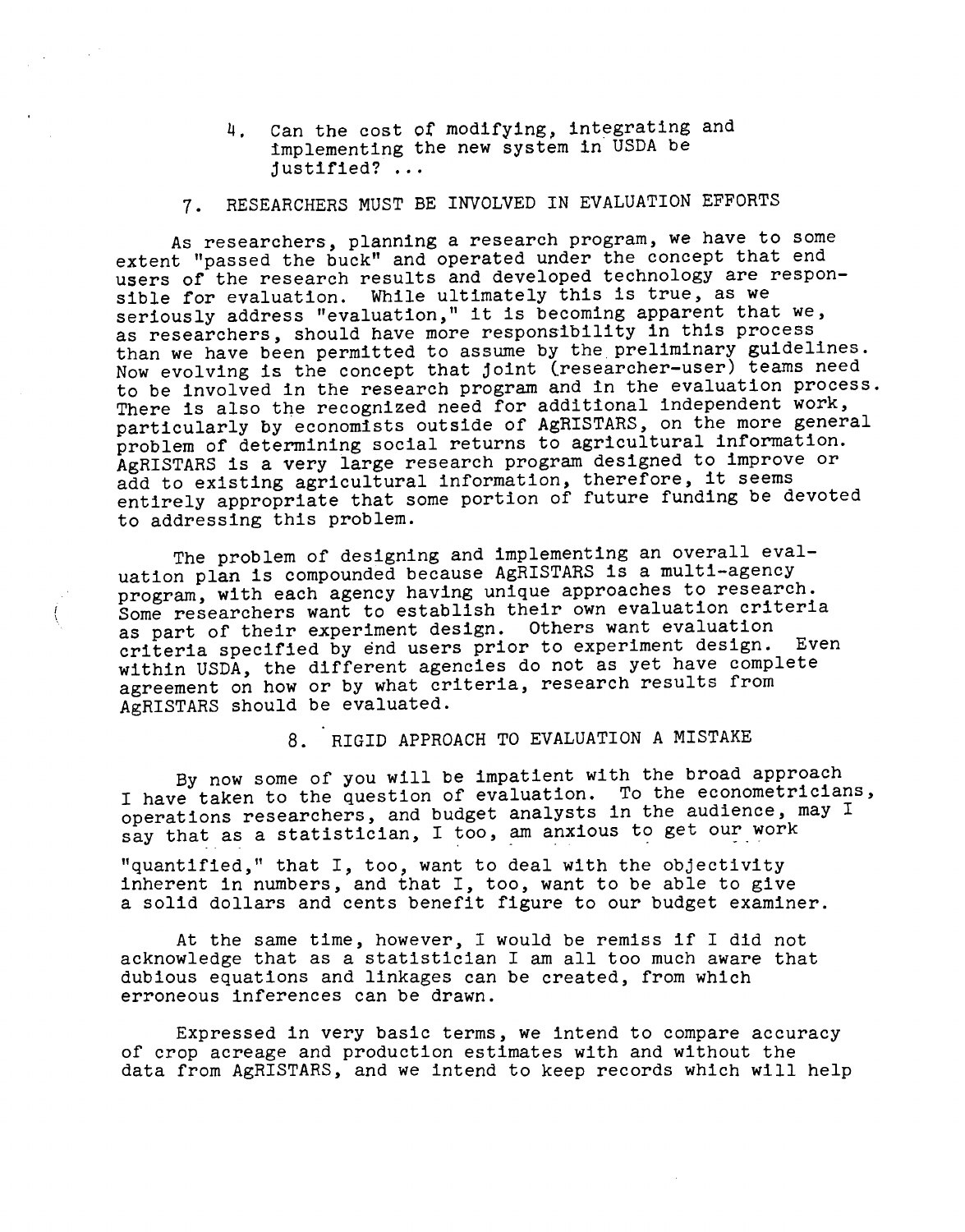4. Can the cost of modifying, integrating and implementing the new system in USDA be justified? ...

## 7. RESEARCHERS MUST BE INVOLVED IN EVALUATION EFFORTS

As researchers, planning a research program, we have to some extent "passed the buck" and operated under the concept that end users of the research results and developed technology are responsible for evaluation. While ultimately this is true, as we seriously address "evaluation," it is becoming apparent that we, as researchers, should have more responsibility in this process than we have been permitted to assume by the preliminary guidelines. Now evolving is the concept that joint (researcher-user) teams need to be involved in the research program and in the evaluation process. There is also the recognized need for additional independent work, particularly by economists outside of AgRISTARS, on the more general problem of determining social returns to agricultural information. AgRISTARS is a very large research program designed to improve or add to existing agricultural information, therefore, it seems entirely appropriate that some portion of future funding be devoted to addressing this problem.

The problem of designing and implementing an overall evaluation plan is compounded because AgRISTARS is a multi-agency program, with each agency having unique approaches to research. Some researchers want to establish their own evaluation criteria as part of their experiment design. Others want evaluation criteria specified by end users prior to experiment design. Even within USDA, the different agencies do not as yet have complete agreement on how or by what criteria, research results from AgRISTARS should be evaluated.

## 8. RIGID APPROACH TO EVALUATION A MISTAKE

By now some of you will be impatient with the broad approach I have taken to the question of evaluation. To the econometricians, operations researchers, and budget analysts in the audience, may I say that as a statistician, I too, am anxious to get our work "quantified," that I, too, want to deal with the objectivity inherent in numbers, and that I, too, want to be able to give a solid dollars and cents benefit figure to our budget examiner.

At the same time, however, I would be remiss if I did not acknowledge that as a statistician I am all too much aware that dubious equations and linkages can be created, from which erroneous inferences can be drawn.

Expressed in very basic terms, we intend to compare accuracy of crop acreage and production estimates with and without the data from AgRISTARS, and we intend to keep records which will help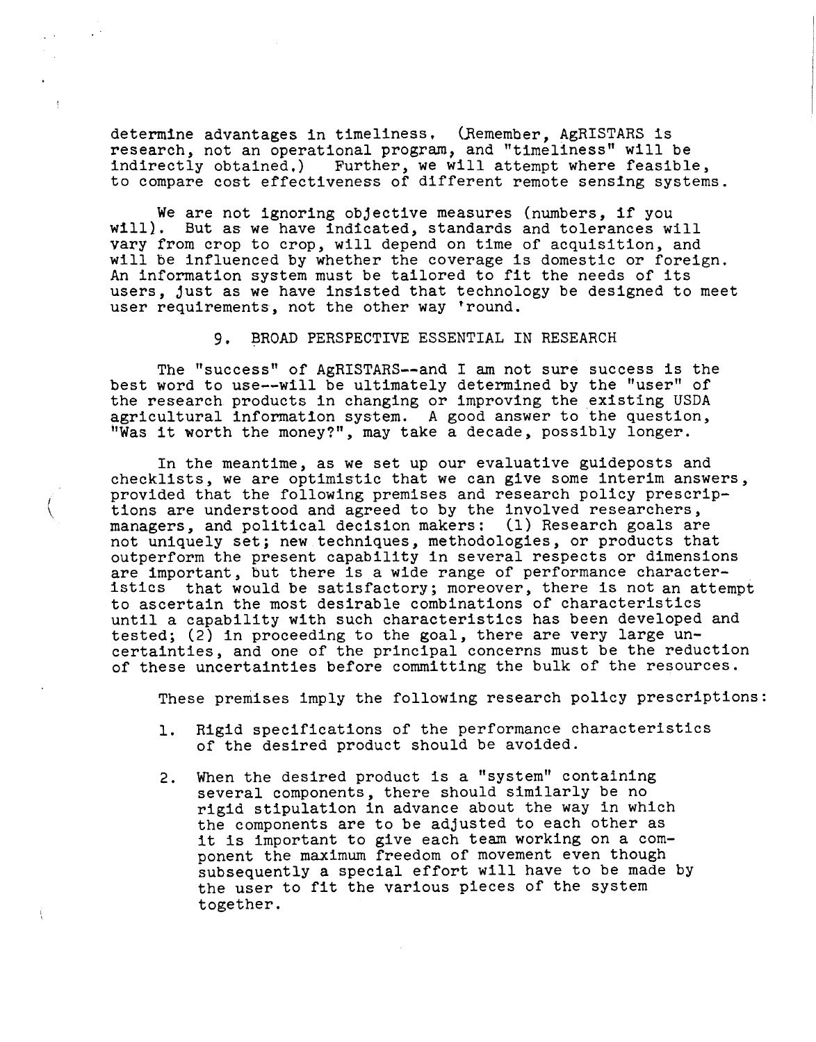determine advantages in timeliness. (Remember, AgRISTARS is research, not an operational program, and "timeliness" will be indirectly obtained.) Further, we will attempt where feasible, to compare cost effectiveness of different remote sensing systems.

We are not ignoring objective measures (numbers, if you will). But as we have indicated, standards and tolerances will vary from crop to crop, will depend on time of acquisition, and will be influenced by whether the coverage is domestic or foreign. An information system must be tailored to fit the needs of its users, just as we have insisted that technology be designed to meet user requirements, not the other way 'round.

## 9. BROAD PERSPECTIVE ESSENTIAL IN RESEARCH

The "success" of AgRISTARS--and I am not sure success is the best word to use--will be ultimately determined by the "user" of the research products in changing or improving the existing USDA agricultural information system. A good answer to the question, "Was it worth the money?", may take a decade, possibly longer.

In the meantime, as we set up our evaluative guideposts and checklists, we are optimistic that we can give some interim answers, provided that the following premises and research policy prescriptions are understood and agreed to by the involved researchers, managers, and political decision makers: (1) Research goals are not uniquely set; new techniques, methodologies, or products that outperform the present capability in several respects or dimensions are important, but there is a wide range of performance characteristics that would be satisfactory; moreover, there is not an attempt to ascertain the most desirable combinations of characteristics until a capability with such characteristics has been developed and tested; (2) in proceeding to the goal, there are very large uncertainties, and one of the principal concerns must be the reduction of these uncertainties before committing the bulk of the resources.

These premises imply the following research policy prescriptions:

1. Rigid specifications of the performance characteristics of the desired product should be avoided.

2. When the desired product is a "system" containing several components, there should similarly be no rigid stipulation in advance about the way in which the components are to be adjusted to each other as it is important to give each team working on a component the maximum freedom of movement even though subsequently a special effort will have to be made by the user to fit the various pieces of the system together.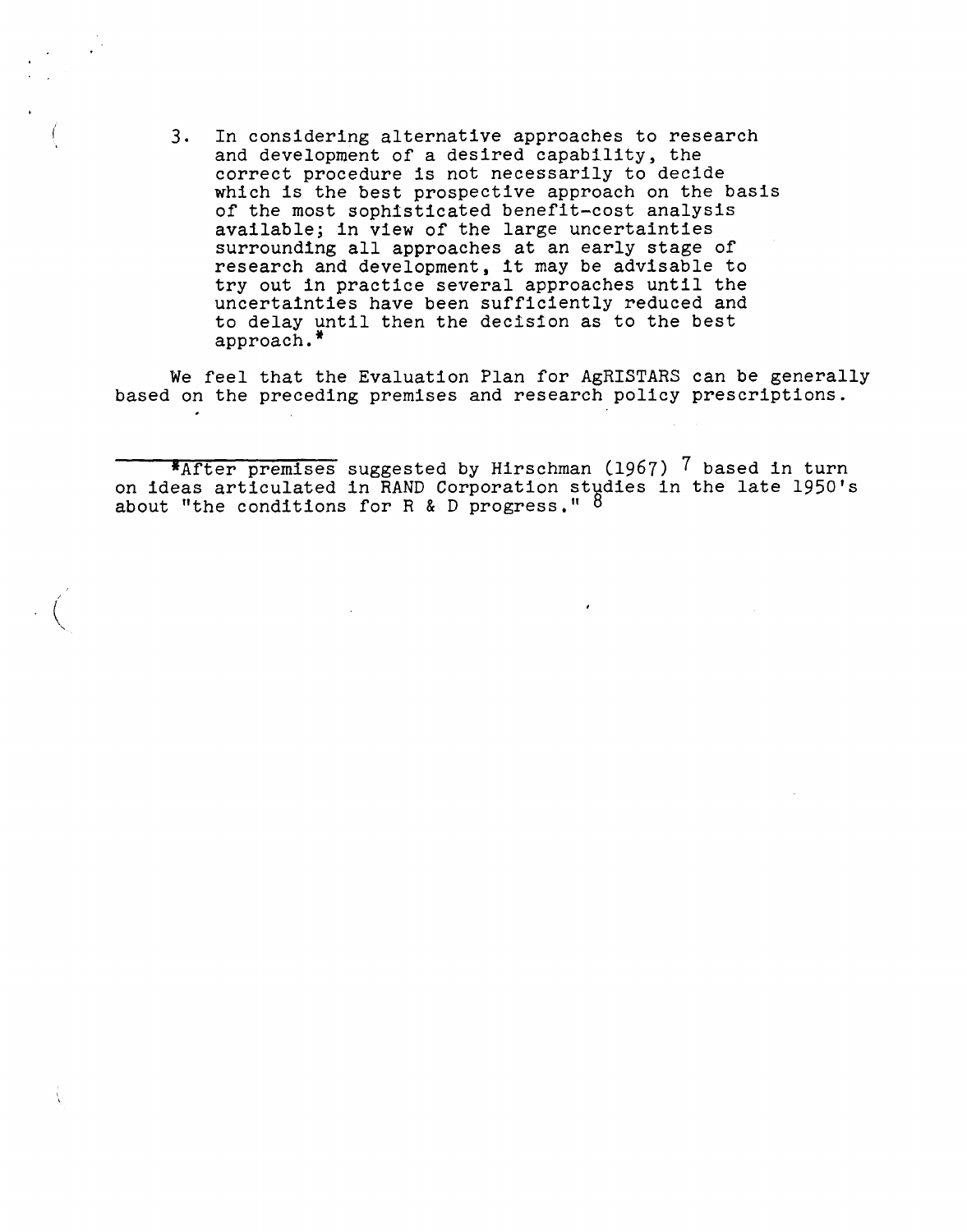3. In considering alternative approaches to research and development of a desired capability, the correct procedure is not necessarily to decide which is the best prospective approach on the basis of the most sophisticated benefit-cost analysis available; in view of the large uncertainties surrounding all approaches at an early stage of research and development, it may be advisable to try out in practice several approaches until the uncertainties have been sufficiently reduced and to delay until then the decision as to the best approach.*

We feel that the Evaluation Plan for AgRISTARS can be generally based on the preceding premises and research policy prescriptions.

---

*After premises suggested by Hirschman (1967) [7] based in turn on ideas articulated in RAND Corporation studies in the late 1950's about "the conditions for R & D progress." [8]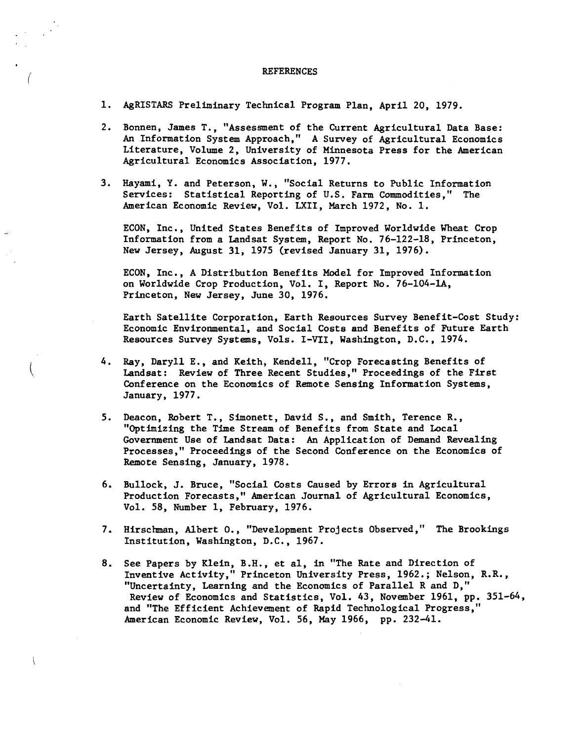# REFERENCES

1. AgRISTARS Preliminary Technical Program Plan, April 20, 1979.

2. Bonnen, James T., "Assessment of the Current Agricultural Data Base: An Information System Approach," A Survey of Agricultural Economics Literature, Volume 2, University of Minnesota Press for the American Agricultural Economics Association, 1977.

3. Hayami, Y. and Peterson, W., "Social Returns to Public Information Services: Statistical Reporting of U.S. Farm Commodities," The American Economic Review, Vol. LXII, March 1972, No. 1.

   ECON, Inc., United States Benefits of Improved Worldwide Wheat Crop Information from a Landsat System, Report No. 76-122-18, Princeton, New Jersey, August 31, 1975 (revised January 31, 1976).

   ECON, Inc., A Distribution Benefits Model for Improved Information on Worldwide Crop Production, Vol. I, Report No. 76-104-1A, Princeton, New Jersey, June 30, 1976.

   Earth Satellite Corporation, Earth Resources Survey Benefit-Cost Study: Economic Environmental, and Social Costs and Benefits of Future Earth Resources Survey Systems, Vols. I-VII, Washington, D.C., 1974.

4. Ray, Daryll E., and Keith, Kendell, "Crop Forecasting Benefits of Landsat: Review of Three Recent Studies," Proceedings of the First Conference on the Economics of Remote Sensing Information Systems, January, 1977.

5. Deacon, Robert T., Simonett, David S., and Smith, Terence R., "Optimizing the Time Stream of Benefits from State and Local Government Use of Landsat Data: An Application of Demand Revealing Processes," Proceedings of the Second Conference on the Economics of Remote Sensing, January, 1978.

6. Bullock, J. Bruce, "Social Costs Caused by Errors in Agricultural Production Forecasts," American Journal of Agricultural Economics, Vol. 58, Number 1, February, 1976.

7. Hirschman, Albert O., "Development Projects Observed," The Brookings Institution, Washington, D.C., 1967.

8. See Papers by Klein, B.H., et al, in "The Rate and Direction of Inventive Activity," Princeton University Press, 1962.; Nelson, R.R., "Uncertainty, Learning and the Economics of Parallel R and D," Review of Economics and Statistics, Vol. 43, November 1961, pp. 351-64, and "The Efficient Achievement of Rapid Technological Progress," American Economic Review, Vol. 56, May 1966, pp. 232-41.